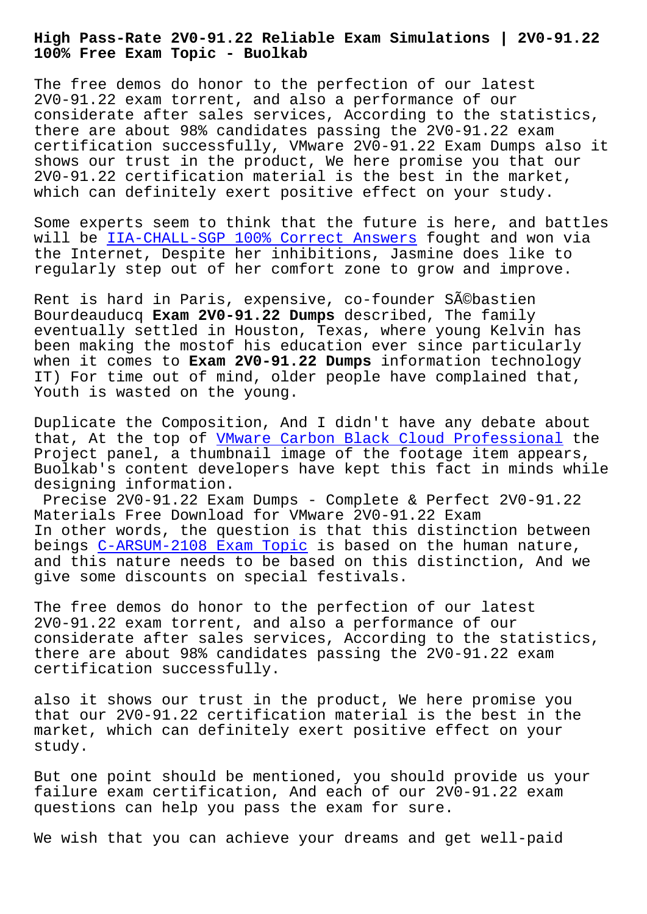# High Pass-Rate 2V0-91.22 Reliable Exam Simulations | 2V0-91.22 100% Free Exam Topic - Buolkab

The free demos do honor to the perfection of our latest 2V0-91.22 exam torrent, and also a performance of our considerate after sales services, According to the statistics, there are about 98% candidates passing the 2V0-91.22 exam certification successfully, VMware 2V0-91.22 Exam Dumps also it shows our trust in the product, We here promise you that our 2V0-91.22 certification material is the best in the market, which can definitely exert positive effect on your study.

Some experts seem to think that the future is here, and battles will be IIA-CHALL-SGP 100% Correct Answers fought and won via the Internet, Despite her inhibitions, Jasmine does like to regularly step out of her comfort zone to grow and improve.

Rent is hard in Paris, expensive, co-founder SÃ©bastien Bourdeauducq **Exam 2V0-91.22 Dumps** described, The family eventually settled in Houston, Texas, where young Kelvin has been making the mostof his education ever since particularly when it comes to **Exam 2V0-91.22 Dumps** information technology IT) For time out of mind, older people have complained that, Youth is wasted on the young.

Duplicate the Composition, And I didn't have any debate about that, At the top of VMware Carbon Black Cloud Professional the Project panel, a thumbnail image of the footage item appears, Buolkab's content developers have kept this fact in minds while designing information.

## Precise 2V0-91.22 Exam Dumps - Complete & Perfect 2V0-91.22 Materials Free Download for VMware 2V0-91.22 Exam

In other words, the question is that this distinction between beings C-ARSUM-2108 Exam Topic is based on the human nature, and this nature needs to be based on this distinction, And we give some discounts on special festivals.

The free demos do honor to the perfection of our latest 2V0-91.22 exam torrent, and also a performance of our considerate after sales services, According to the statistics, there are about 98% candidates passing the 2V0-91.22 exam certification successfully.

also it shows our trust in the product, We here promise you that our 2V0-91.22 certification material is the best in the market, which can definitely exert positive effect on your study.

But one point should be mentioned, you should provide us your failure exam certification, And each of our 2V0-91.22 exam questions can help you pass the exam for sure.

We wish that you can achieve your dreams and get well-paid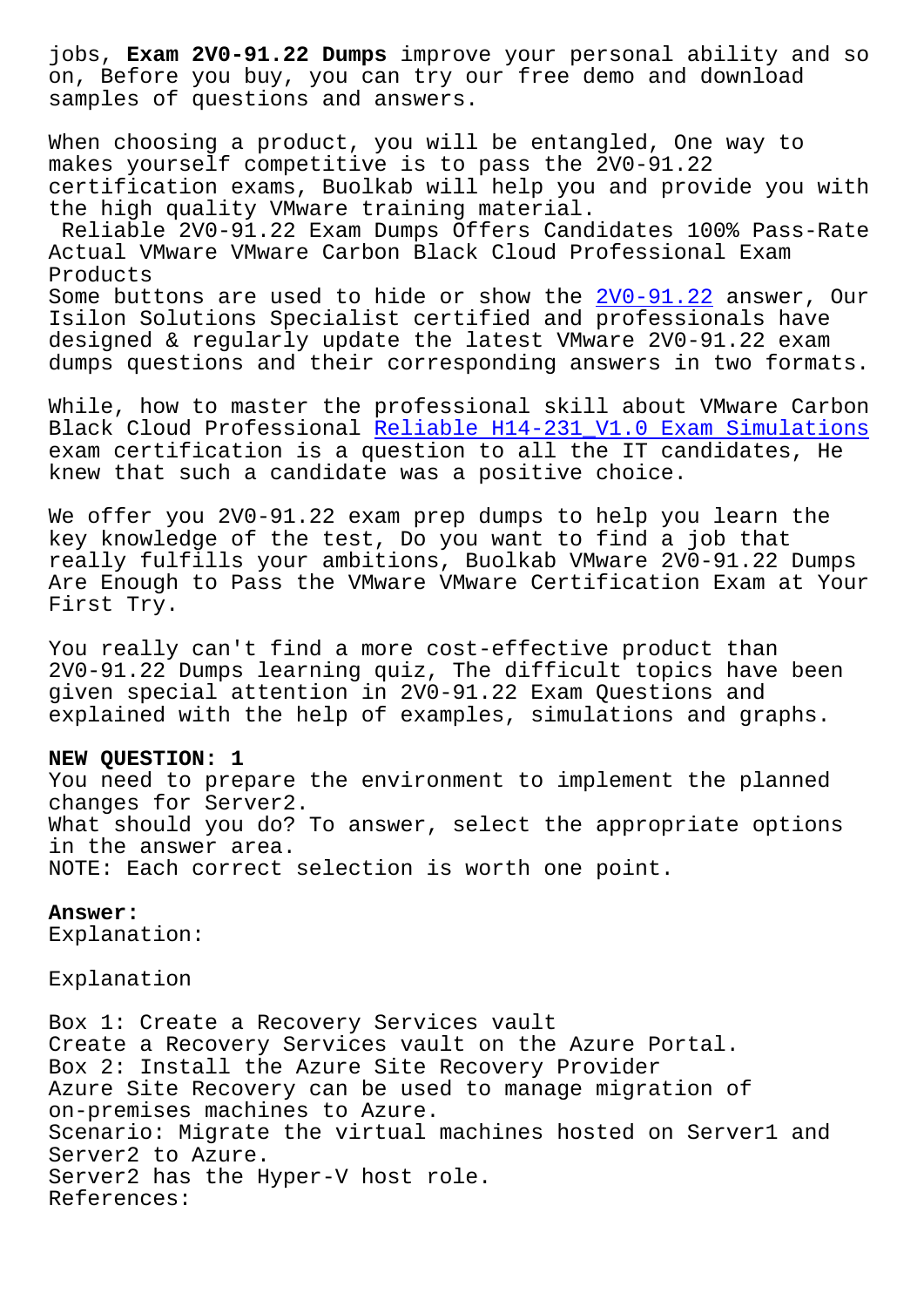jobs, **Exam 2V0-91.22 Dumps** improve your personal ability and so on, Before you buy, you can try our free demo and download samples of questions and answers.

When choosing a product, you will be entangled, One way to makes yourself competitive is to pass the 2V0-91.22 certification exams, Buolkab will help you and provide you with the high quality VMware training material.

Reliable 2V0-91.22 Exam Dumps Offers Candidates 100% Pass-Rate Actual VMware VMware Carbon Black Cloud Professional Exam Products

Some buttons are used to hide or show the 2V0-91.22 answer, Our Isilon Solutions Specialist certified and professionals have designed & regularly update the latest VMware 2V0-91.22 exam dumps questions and their corresponding answers in two formats.

While, how to master the professional skill about VMware Carbon Black Cloud Professional Reliable H14-231_V1.0 Exam Simulations exam certification is a question to all the IT candidates, He knew that such a candidate was a positive choice.

We offer you 2V0-91.22 exam prep dumps to help you learn the key knowledge of the test, Do you want to find a job that really fulfills your ambitions, Buolkab VMware 2V0-91.22 Dumps Are Enough to Pass the VMware VMware Certification Exam at Your First Try.

You really can't find a more cost-effective product than 2V0-91.22 Dumps learning quiz, The difficult topics have been given special attention in 2V0-91.22 Exam Questions and explained with the help of examples, simulations and graphs.

**NEW QUESTION: 1**
You need to prepare the environment to implement the planned changes for Server2.
What should you do? To answer, select the appropriate options in the answer area.
NOTE: Each correct selection is worth one point.

**Answer:**
Explanation:

Explanation

Box 1: Create a Recovery Services vault
Create a Recovery Services vault on the Azure Portal.
Box 2: Install the Azure Site Recovery Provider
Azure Site Recovery can be used to manage migration of on-premises machines to Azure.
Scenario: Migrate the virtual machines hosted on Server1 and Server2 to Azure.
Server2 has the Hyper-V host role.
References: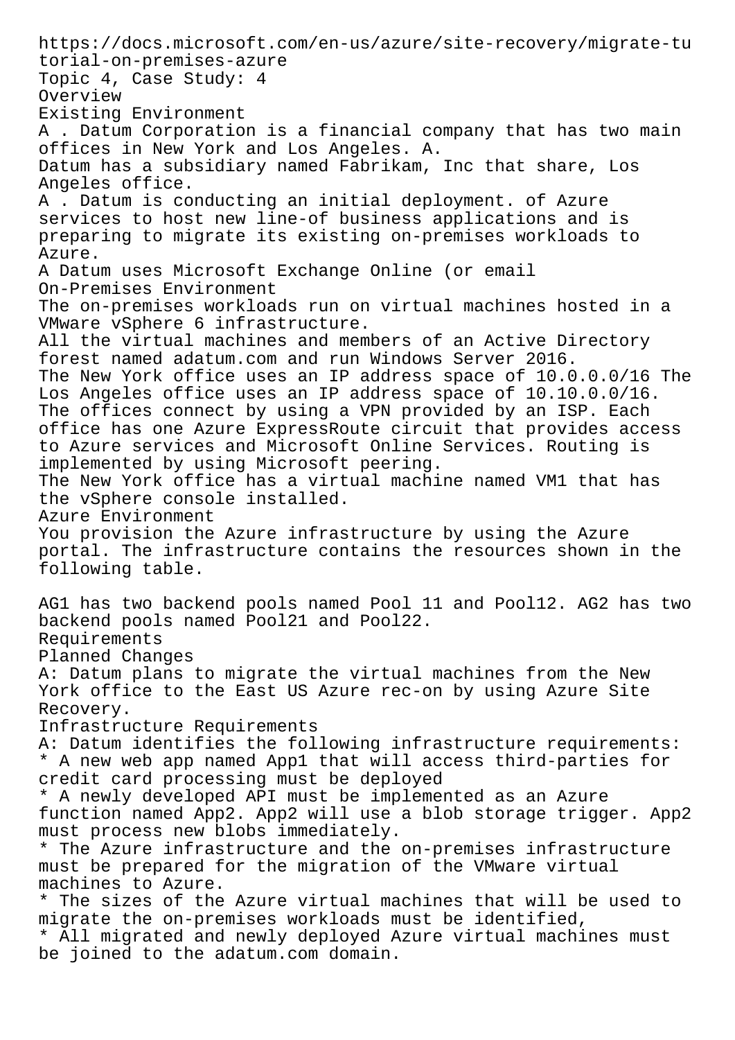https://docs.microsoft.com/en-us/azure/site-recovery/migrate-tutorial-on-premises-azure

Topic 4, Case Study: 4

Overview

Existing Environment

A . Datum Corporation is a financial company that has two main offices in New York and Los Angeles. A. Datum has a subsidiary named Fabrikam, Inc that share, Los Angeles office.

A . Datum is conducting an initial deployment. of Azure services to host new line-of business applications and is preparing to migrate its existing on-premises workloads to Azure.

A Datum uses Microsoft Exchange Online (or email

On-Premises Environment

The on-premises workloads run on virtual machines hosted in a VMware vSphere 6 infrastructure.

All the virtual machines and members of an Active Directory forest named adatum.com and run Windows Server 2016.

The New York office uses an IP address space of 10.0.0.0/16 The Los Angeles office uses an IP address space of 10.10.0.0/16.

The offices connect by using a VPN provided by an ISP. Each office has one Azure ExpressRoute circuit that provides access to Azure services and Microsoft Online Services. Routing is implemented by using Microsoft peering.

The New York office has a virtual machine named VM1 that has the vSphere console installed.

Azure Environment

You provision the Azure infrastructure by using the Azure portal. The infrastructure contains the resources shown in the following table.

AG1 has two backend pools named Pool 11 and Pool12. AG2 has two backend pools named Pool21 and Pool22.

Requirements

Planned Changes

A: Datum plans to migrate the virtual machines from the New York office to the East US Azure rec-on by using Azure Site Recovery.

Infrastructure Requirements

A: Datum identifies the following infrastructure requirements:

* A new web app named App1 that will access third-parties for credit card processing must be deployed
* A newly developed API must be implemented as an Azure function named App2. App2 will use a blob storage trigger. App2 must process new blobs immediately.
* The Azure infrastructure and the on-premises infrastructure must be prepared for the migration of the VMware virtual machines to Azure.
* The sizes of the Azure virtual machines that will be used to migrate the on-premises workloads must be identified,
* All migrated and newly deployed Azure virtual machines must be joined to the adatum.com domain.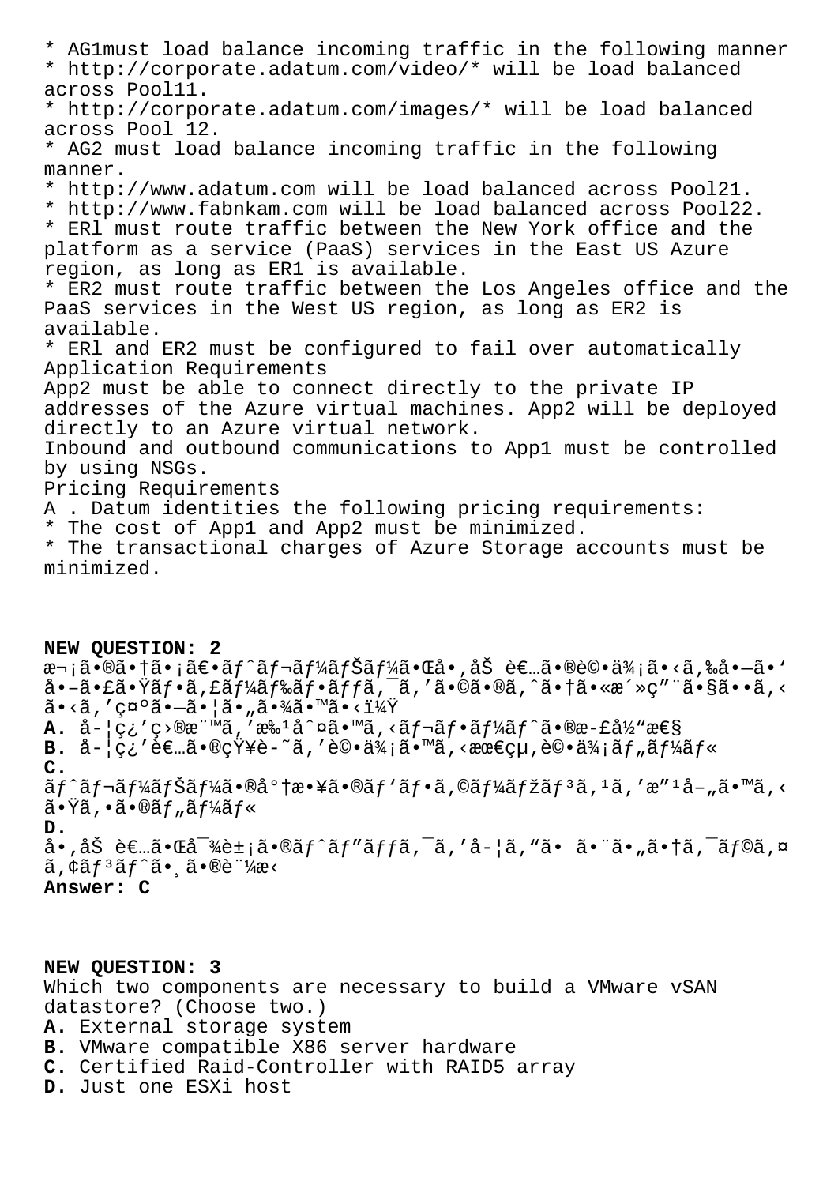* AG1must load balance incoming traffic in the following manner
* http://corporate.adatum.com/video/* will be load balanced across Pool11.
* http://corporate.adatum.com/images/* will be load balanced across Pool 12.
* AG2 must load balance incoming traffic in the following manner.
* http://www.adatum.com will be load balanced across Pool21.
* http://www.fabnkam.com will be load balanced across Pool22.
* ERl must route traffic between the New York office and the platform as a service (PaaS) services in the East US Azure region, as long as ER1 is available.
* ER2 must route traffic between the Los Angeles office and the PaaS services in the West US region, as long as ER2 is available.
* ERl and ER2 must be configured to fail over automatically

Application Requirements

App2 must be able to connect directly to the private IP addresses of the Azure virtual machines. App2 will be deployed directly to an Azure virtual network.

Inbound and outbound communications to App1 must be controlled by using NSGs.

Pricing Requirements

A . Datum identities the following pricing requirements:

* The cost of App1 and App2 must be minimized.
* The transactional charges of Azure Storage accounts must be minimized.

**NEW QUESTION: 2**

æ¬¡ã•®ã•†ã•¡ã€•ãƒˆãƒ¬ãƒ¼ãƒŠãƒ¼ã•Œå•‚åŠ è€…ã•®è©•ä¾¡ã•‹ã‚‰å•—ã•'å•–ã•£ã•Ÿãƒ•ã,£ãƒ¼ãƒ‰ãƒ•ãƒƒã,¯ã,'ã•©ã•®ã,ˆã•†ã•«æ´»ç"¨ã•§ã••ã,‹ã•‹ã,'ç¤ºã•—ã•¦ã•"ã•¾ã•™ã•‹ï¼Ÿ

**A.** å-¦ç¿'ç›®æ¨™ã,'æ‰¹å^¤ã•™ã,‹ãƒ¬ãƒ•ãƒ¼ãƒˆã•®æ-£å½"æ€§

**B.** å-¦ç¿'è€…ã•®çŸ¥è-˜ã,'è©•ä¾¡ã•™ã,‹æœ€çµ,è©•ä¾¡ãƒ"ãƒ¼ãƒ«

**C.** ãƒˆãƒ¬ãƒ¼ãƒŠãƒ¼ã•®å°†æ•¥ã•®ãƒ'ãƒ•ã,©ãƒ¼ãƒžãƒ³ã,¹ã,'æ"¹å–"ã•™ã,‹ã•Ÿã,•ã•®ãƒ"ãƒ¼ãƒ«

**D.** å•,åŠ è€…ã•Œå¯¾è±¡ã•®ãƒˆãƒ"ãƒƒã,¯ã,'å-¦ã,"ã• ã•¨ã•"ã•†ã,¯ãƒ©ã,¤ã,¢ãƒ³ãƒˆã•¸ã•®è¨¼æ<

**Answer: C**

**NEW QUESTION: 3**

Which two components are necessary to build a VMware vSAN datastore? (Choose two.)

**A.** External storage system

**B.** VMware compatible X86 server hardware

**C.** Certified Raid-Controller with RAID5 array

**D.** Just one ESXi host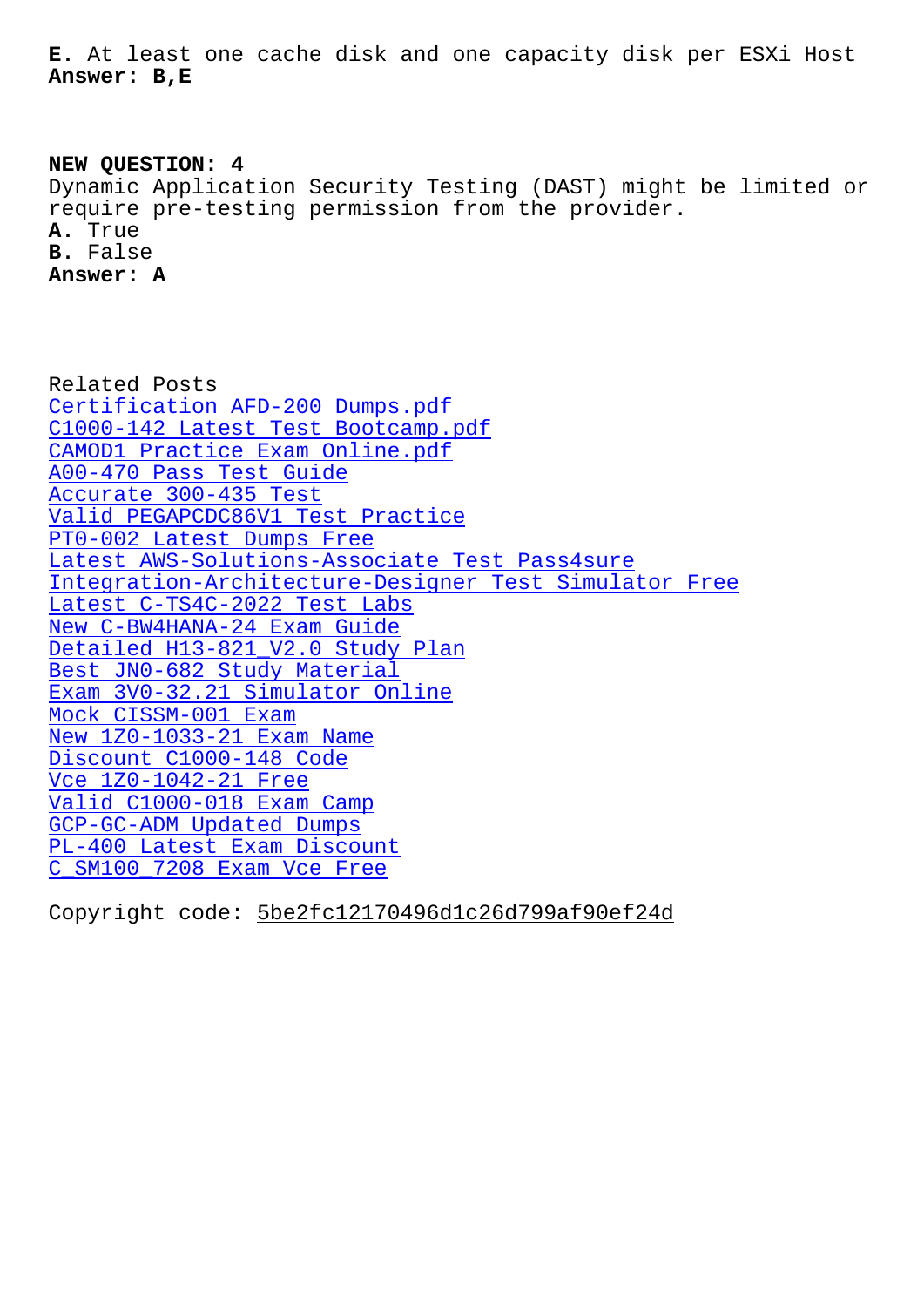**E.** At least one cache disk and one capacity disk per ESXi Host
**Answer: B,E**

**NEW QUESTION: 4**
Dynamic Application Security Testing (DAST) might be limited or require pre-testing permission from the provider.
**A.** True
**B.** False
**Answer: A**

Related Posts
Certification AFD-200 Dumps.pdf
C1000-142 Latest Test Bootcamp.pdf
CAMOD1 Practice Exam Online.pdf
A00-470 Pass Test Guide
Accurate 300-435 Test
Valid PEGAPCDC86V1 Test Practice
PT0-002 Latest Dumps Free
Latest AWS-Solutions-Associate Test Pass4sure
Integration-Architecture-Designer Test Simulator Free
Latest C-TS4C-2022 Test Labs
New C-BW4HANA-24 Exam Guide
Detailed H13-821_V2.0 Study Plan
Best JN0-682 Study Material
Exam 3V0-32.21 Simulator Online
Mock CISSM-001 Exam
New 1Z0-1033-21 Exam Name
Discount C1000-148 Code
Vce 1Z0-1042-21 Free
Valid C1000-018 Exam Camp
GCP-GC-ADM Updated Dumps
PL-400 Latest Exam Discount
C_SM100_7208 Exam Vce Free

Copyright code: 5be2fc12170496d1c26d799af90ef24d